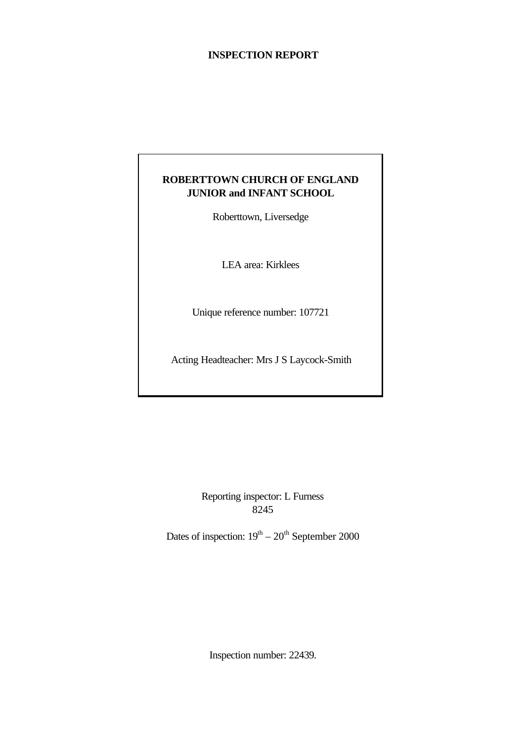# INSPECTION REPORT

**ROBERTTOWN CHURCH OF ENGLAND JUNIOR and INFANT SCHOOL**

Roberttown, Liversedge

LEA area: Kirklees

Unique reference number: 107721

Acting Headteacher: Mrs J S Laycock-Smith

Reporting inspector: L Furness
8245

Dates of inspection: 19th – 20th September 2000

Inspection number: 22439.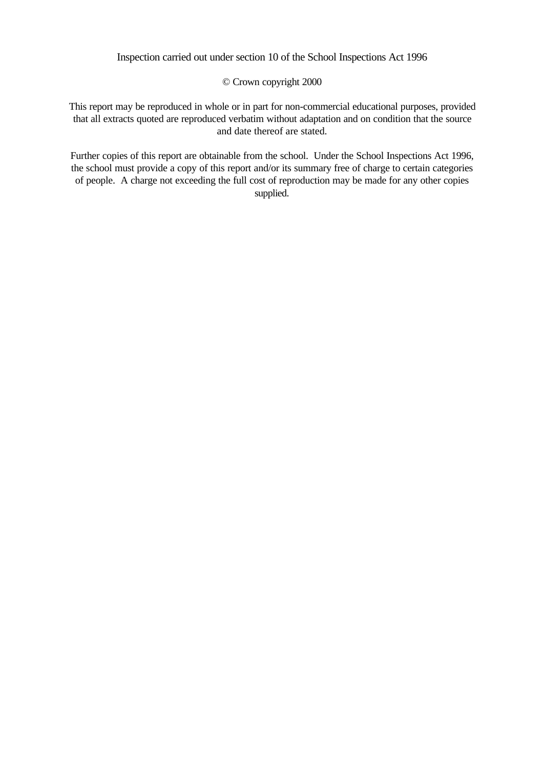Inspection carried out under section 10 of the School Inspections Act 1996

© Crown copyright 2000

This report may be reproduced in whole or in part for non-commercial educational purposes, provided that all extracts quoted are reproduced verbatim without adaptation and on condition that the source and date thereof are stated.

Further copies of this report are obtainable from the school. Under the School Inspections Act 1996, the school must provide a copy of this report and/or its summary free of charge to certain categories of people. A charge not exceeding the full cost of reproduction may be made for any other copies supplied.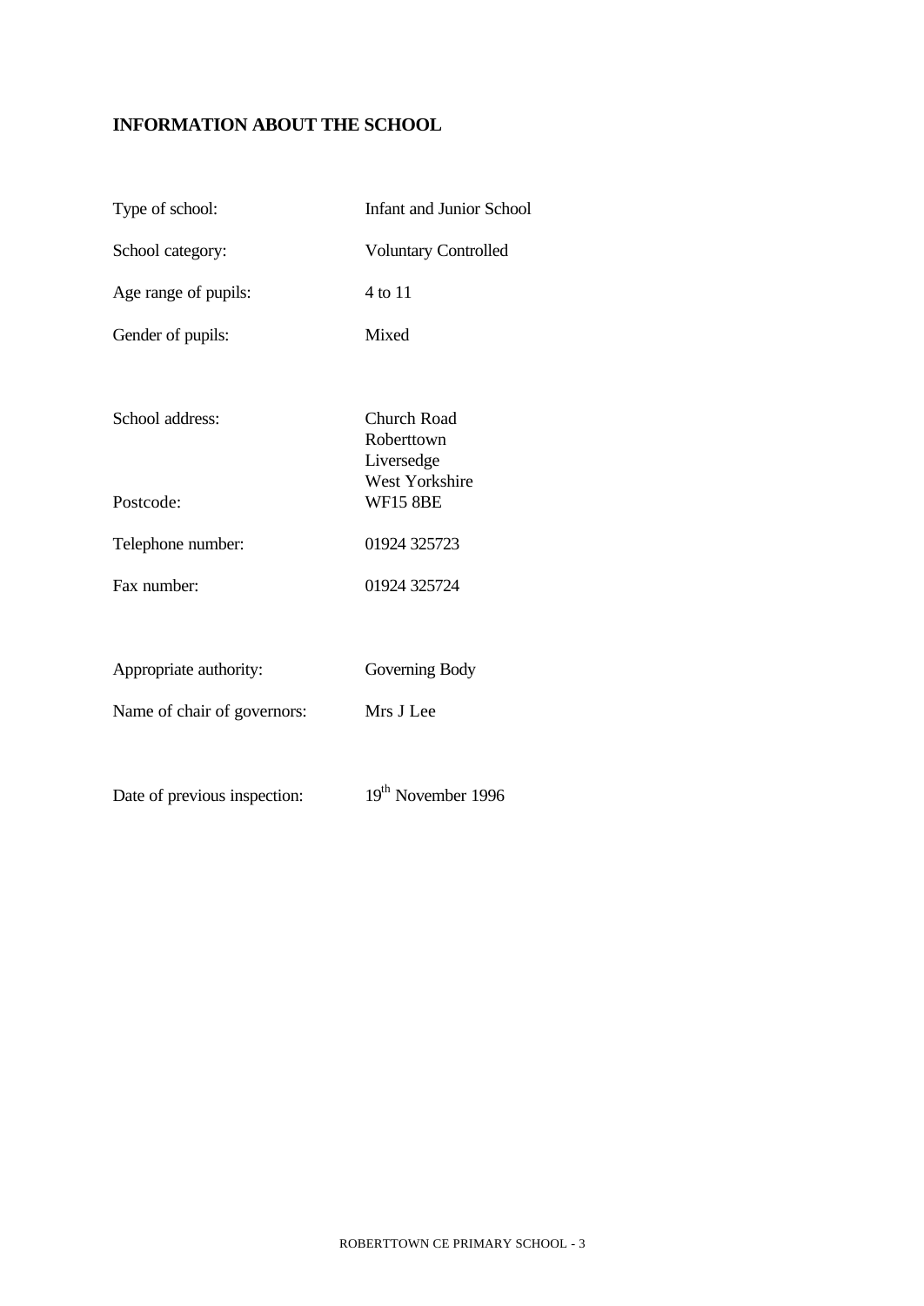## INFORMATION ABOUT THE SCHOOL

| | |
|---|---|
| Type of school: | Infant and Junior School |
| School category: | Voluntary Controlled |
| Age range of pupils: | 4 to 11 |
| Gender of pupils: | Mixed |
| School address: | Church Road<br>Roberttown<br>Liversedge<br>West Yorkshire |
| Postcode: | WF15 8BE |
| Telephone number: | 01924 325723 |
| Fax number: | 01924 325724 |
| Appropriate authority: | Governing Body |
| Name of chair of governors: | Mrs J Lee |
| Date of previous inspection: | 19th November 1996 |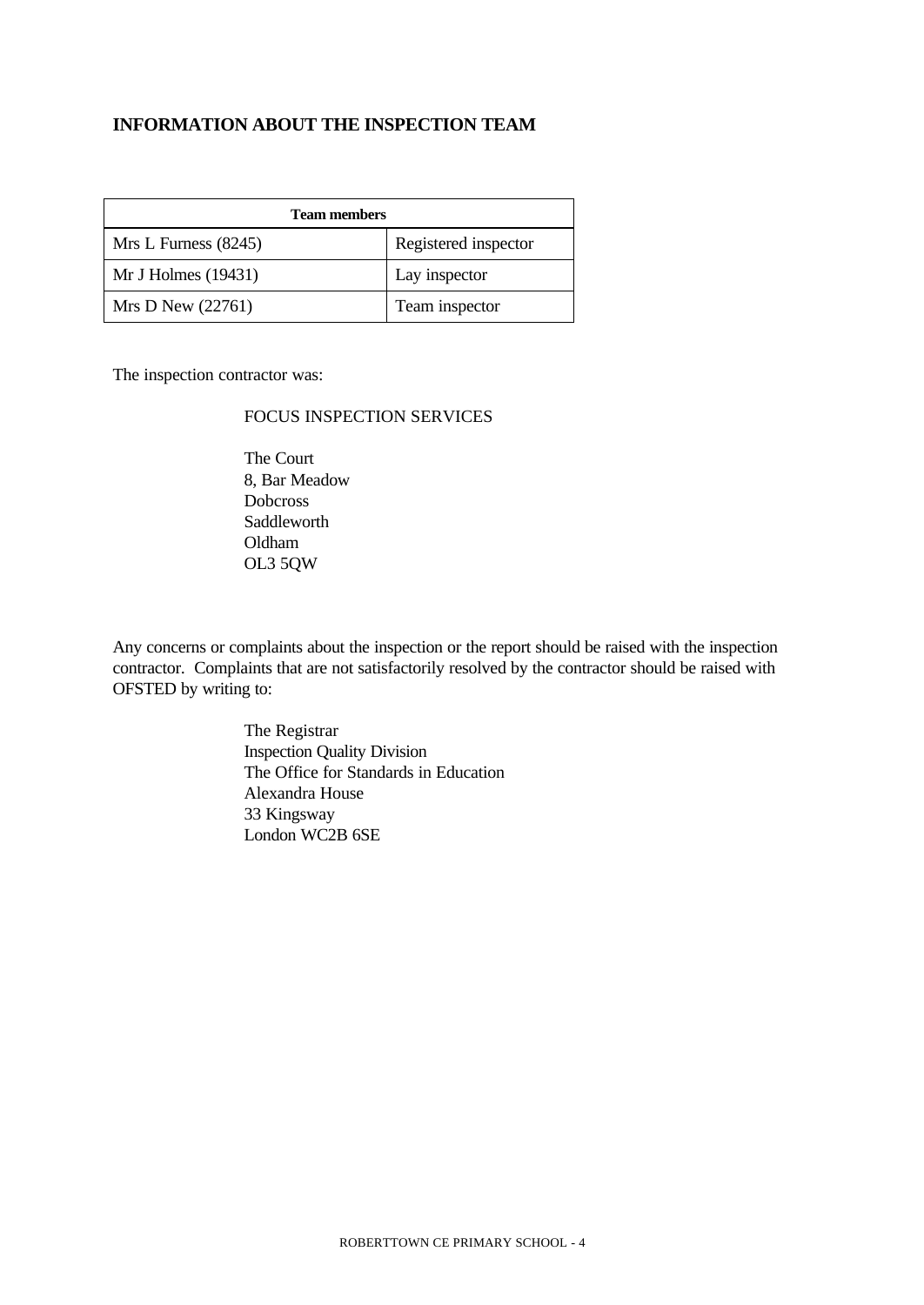## INFORMATION ABOUT THE INSPECTION TEAM

| Team members | |
|---|---|
| Mrs L Furness (8245) | Registered inspector |
| Mr J Holmes (19431) | Lay inspector |
| Mrs D New (22761) | Team inspector |

The inspection contractor was:

FOCUS INSPECTION SERVICES

The Court
8, Bar Meadow
Dobcross
Saddleworth
Oldham
OL3 5QW

Any concerns or complaints about the inspection or the report should be raised with the inspection contractor. Complaints that are not satisfactorily resolved by the contractor should be raised with OFSTED by writing to:

The Registrar
Inspection Quality Division
The Office for Standards in Education
Alexandra House
33 Kingsway
London WC2B 6SE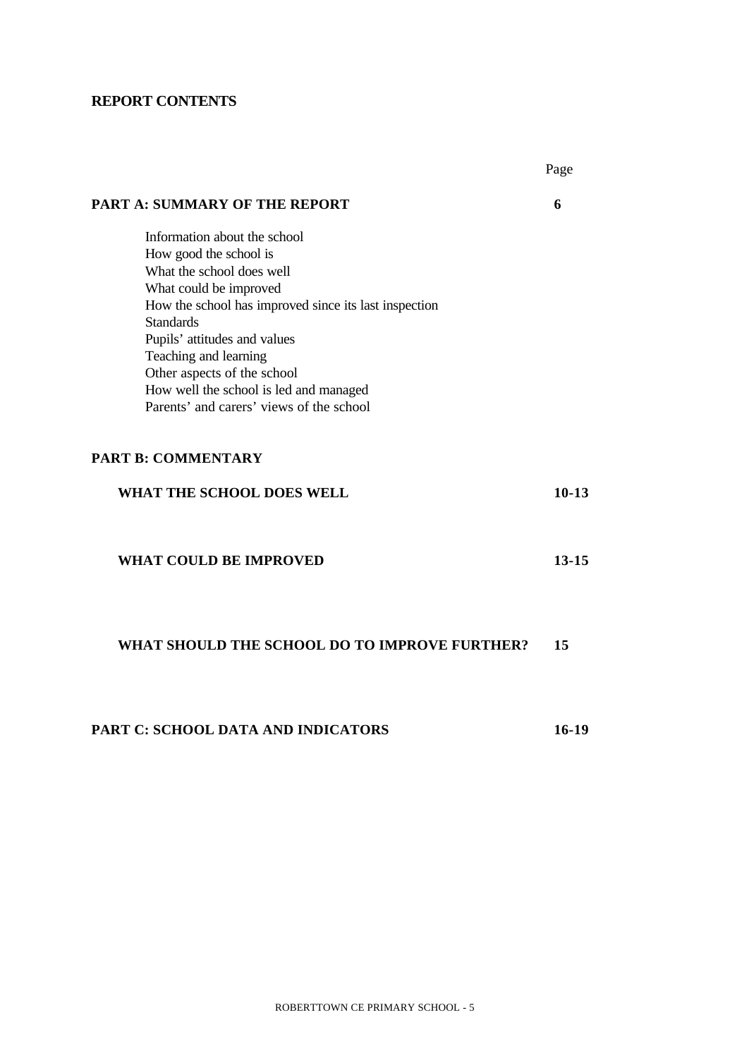## REPORT CONTENTS

| | Page |
|---|---|
| **PART A: SUMMARY OF THE REPORT** | **6** |
| Information about the school<br>How good the school is<br>What the school does well<br>What could be improved<br>How the school has improved since its last inspection<br>Standards<br>Pupils' attitudes and values<br>Teaching and learning<br>Other aspects of the school<br>How well the school is led and managed<br>Parents' and carers' views of the school | |
| **PART B: COMMENTARY** | |
| **WHAT THE SCHOOL DOES WELL** | **10-13** |
| **WHAT COULD BE IMPROVED** | **13-15** |
| **WHAT SHOULD THE SCHOOL DO TO IMPROVE FURTHER?** | **15** |
| **PART C: SCHOOL DATA AND INDICATORS** | **16-19** |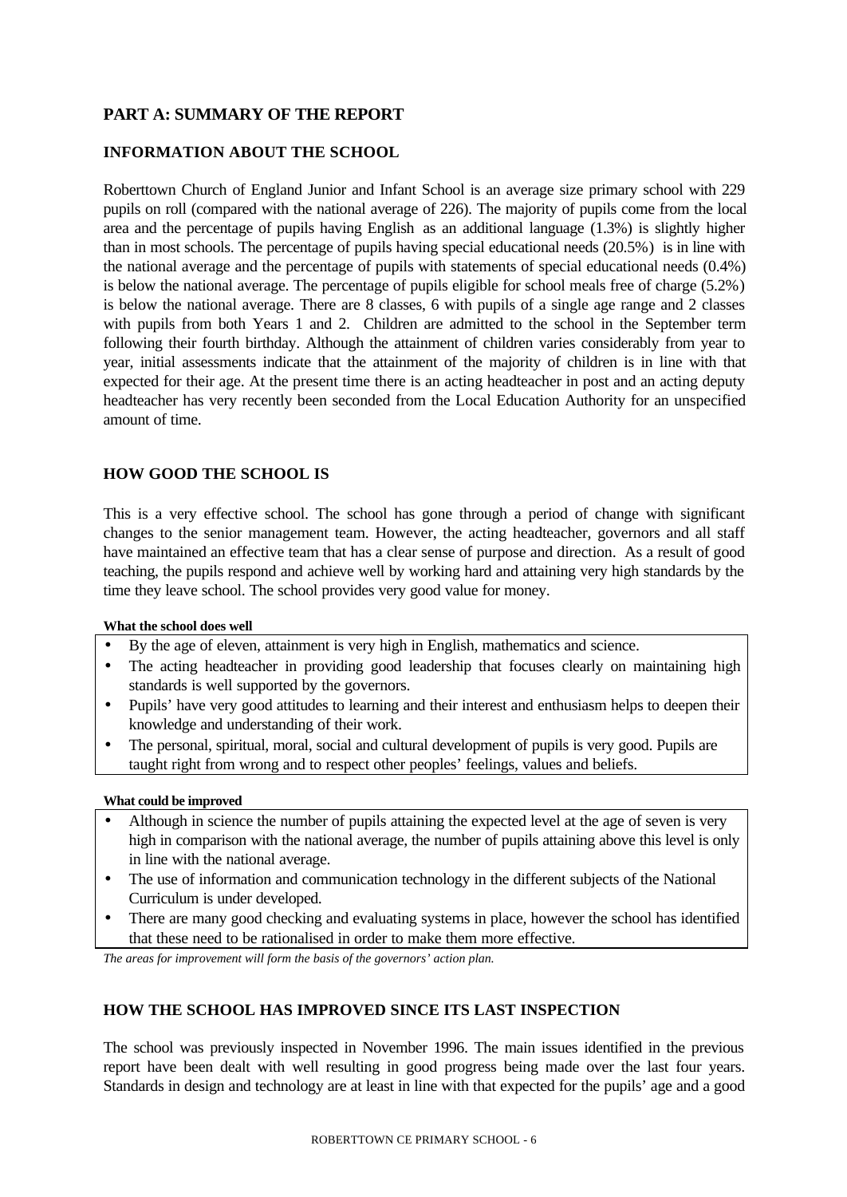## PART A: SUMMARY OF THE REPORT

### INFORMATION ABOUT THE SCHOOL

Roberttown Church of England Junior and Infant School is an average size primary school with 229 pupils on roll (compared with the national average of 226). The majority of pupils come from the local area and the percentage of pupils having English as an additional language (1.3%) is slightly higher than in most schools. The percentage of pupils having special educational needs (20.5%) is in line with the national average and the percentage of pupils with statements of special educational needs (0.4%) is below the national average. The percentage of pupils eligible for school meals free of charge (5.2%) is below the national average. There are 8 classes, 6 with pupils of a single age range and 2 classes with pupils from both Years 1 and 2. Children are admitted to the school in the September term following their fourth birthday. Although the attainment of children varies considerably from year to year, initial assessments indicate that the attainment of the majority of children is in line with that expected for their age. At the present time there is an acting headteacher in post and an acting deputy headteacher has very recently been seconded from the Local Education Authority for an unspecified amount of time.

### HOW GOOD THE SCHOOL IS

This is a very effective school. The school has gone through a period of change with significant changes to the senior management team. However, the acting headteacher, governors and all staff have maintained an effective team that has a clear sense of purpose and direction. As a result of good teaching, the pupils respond and achieve well by working hard and attaining very high standards by the time they leave school. The school provides very good value for money.

**What the school does well**

- By the age of eleven, attainment is very high in English, mathematics and science.
- The acting headteacher in providing good leadership that focuses clearly on maintaining high standards is well supported by the governors.
- Pupils' have very good attitudes to learning and their interest and enthusiasm helps to deepen their knowledge and understanding of their work.
- The personal, spiritual, moral, social and cultural development of pupils is very good. Pupils are taught right from wrong and to respect other peoples' feelings, values and beliefs.

**What could be improved**

- Although in science the number of pupils attaining the expected level at the age of seven is very high in comparison with the national average, the number of pupils attaining above this level is only in line with the national average.
- The use of information and communication technology in the different subjects of the National Curriculum is under developed.
- There are many good checking and evaluating systems in place, however the school has identified that these need to be rationalised in order to make them more effective.

*The areas for improvement will form the basis of the governors' action plan.*

### HOW THE SCHOOL HAS IMPROVED SINCE ITS LAST INSPECTION

The school was previously inspected in November 1996. The main issues identified in the previous report have been dealt with well resulting in good progress being made over the last four years. Standards in design and technology are at least in line with that expected for the pupils' age and a good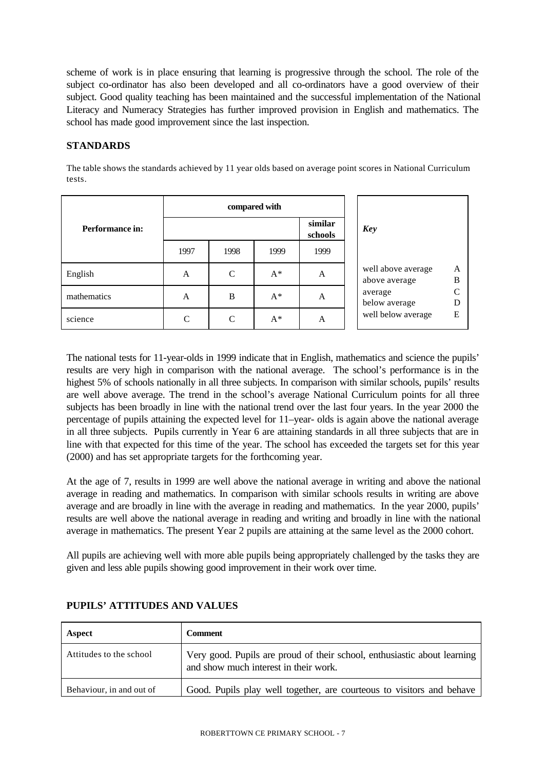scheme of work is in place ensuring that learning is progressive through the school. The role of the subject co-ordinator has also been developed and all co-ordinators have a good overview of their subject. Good quality teaching has been maintained and the successful implementation of the National Literacy and Numeracy Strategies has further improved provision in English and mathematics. The school has made good improvement since the last inspection.

## STANDARDS

The table shows the standards achieved by 11 year olds based on average point scores in National Curriculum tests.

| Performance in: | compared with | | | |
|---|---|---|---|---|
| | all schools | | | similar schools |
| | 1997 | 1998 | 1999 | 1999 |
| English | A | C | A* | A |
| mathematics | A | B | A* | A |
| science | C | C | A* | A |

| *Key* | |
|---|---|
| well above average | A |
| above average | B |
| average | C |
| below average | D |
| well below average | E |

The national tests for 11-year-olds in 1999 indicate that in English, mathematics and science the pupils' results are very high in comparison with the national average. The school's performance is in the highest 5% of schools nationally in all three subjects. In comparison with similar schools, pupils' results are well above average. The trend in the school's average National Curriculum points for all three subjects has been broadly in line with the national trend over the last four years. In the year 2000 the percentage of pupils attaining the expected level for 11–year- olds is again above the national average in all three subjects. Pupils currently in Year 6 are attaining standards in all three subjects that are in line with that expected for this time of the year. The school has exceeded the targets set for this year (2000) and has set appropriate targets for the forthcoming year.

At the age of 7, results in 1999 are well above the national average in writing and above the national average in reading and mathematics. In comparison with similar schools results in writing are above average and are broadly in line with the average in reading and mathematics. In the year 2000, pupils' results are well above the national average in reading and writing and broadly in line with the national average in mathematics. The present Year 2 pupils are attaining at the same level as the 2000 cohort.

All pupils are achieving well with more able pupils being appropriately challenged by the tasks they are given and less able pupils showing good improvement in their work over time.

## PUPILS' ATTITUDES AND VALUES

| Aspect | Comment |
|---|---|
| Attitudes to the school | Very good. Pupils are proud of their school, enthusiastic about learning and show much interest in their work. |
| Behaviour, in and out of | Good. Pupils play well together, are courteous to visitors and behave |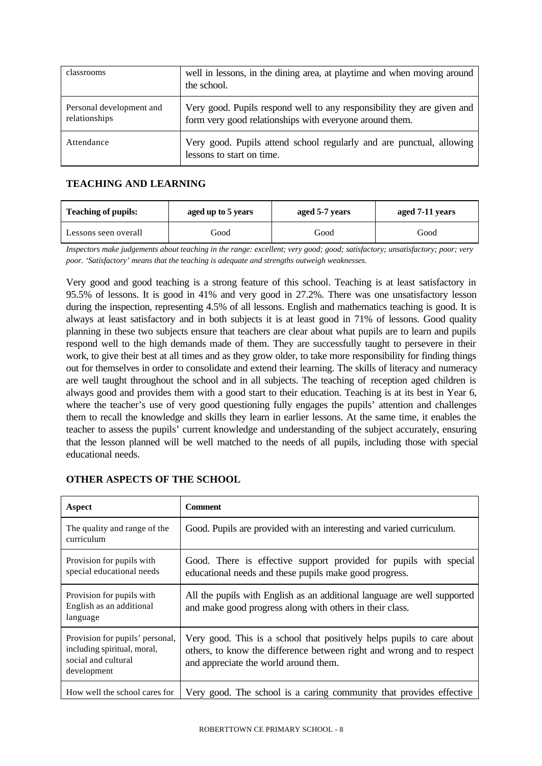| classrooms | well in lessons, in the dining area, at playtime and when moving around the school. |
|---|---|
| Personal development and relationships | Very good. Pupils respond well to any responsibility they are given and form very good relationships with everyone around them. |
| Attendance | Very good. Pupils attend school regularly and are punctual, allowing lessons to start on time. |

## TEACHING AND LEARNING

| Teaching of pupils: | aged up to 5 years | aged 5-7 years | aged 7-11 years |
|---|---|---|---|
| Lessons seen overall | Good | Good | Good |

*Inspectors make judgements about teaching in the range: excellent; very good; good; satisfactory; unsatisfactory; poor; very poor. 'Satisfactory' means that the teaching is adequate and strengths outweigh weaknesses.*

Very good and good teaching is a strong feature of this school. Teaching is at least satisfactory in 95.5% of lessons. It is good in 41% and very good in 27.2%. There was one unsatisfactory lesson during the inspection, representing 4.5% of all lessons. English and mathematics teaching is good. It is always at least satisfactory and in both subjects it is at least good in 71% of lessons. Good quality planning in these two subjects ensure that teachers are clear about what pupils are to learn and pupils respond well to the high demands made of them. They are successfully taught to persevere in their work, to give their best at all times and as they grow older, to take more responsibility for finding things out for themselves in order to consolidate and extend their learning. The skills of literacy and numeracy are well taught throughout the school and in all subjects. The teaching of reception aged children is always good and provides them with a good start to their education. Teaching is at its best in Year 6, where the teacher's use of very good questioning fully engages the pupils' attention and challenges them to recall the knowledge and skills they learn in earlier lessons. At the same time, it enables the teacher to assess the pupils' current knowledge and understanding of the subject accurately, ensuring that the lesson planned will be well matched to the needs of all pupils, including those with special educational needs.

## OTHER ASPECTS OF THE SCHOOL

| Aspect | Comment |
|---|---|
| The quality and range of the curriculum | Good. Pupils are provided with an interesting and varied curriculum. |
| Provision for pupils with special educational needs | Good. There is effective support provided for pupils with special educational needs and these pupils make good progress. |
| Provision for pupils with English as an additional language | All the pupils with English as an additional language are well supported and make good progress along with others in their class. |
| Provision for pupils' personal, including spiritual, moral, social and cultural development | Very good. This is a school that positively helps pupils to care about others, to know the difference between right and wrong and to respect and appreciate the world around them. |
| How well the school cares for | Very good. The school is a caring community that provides effective |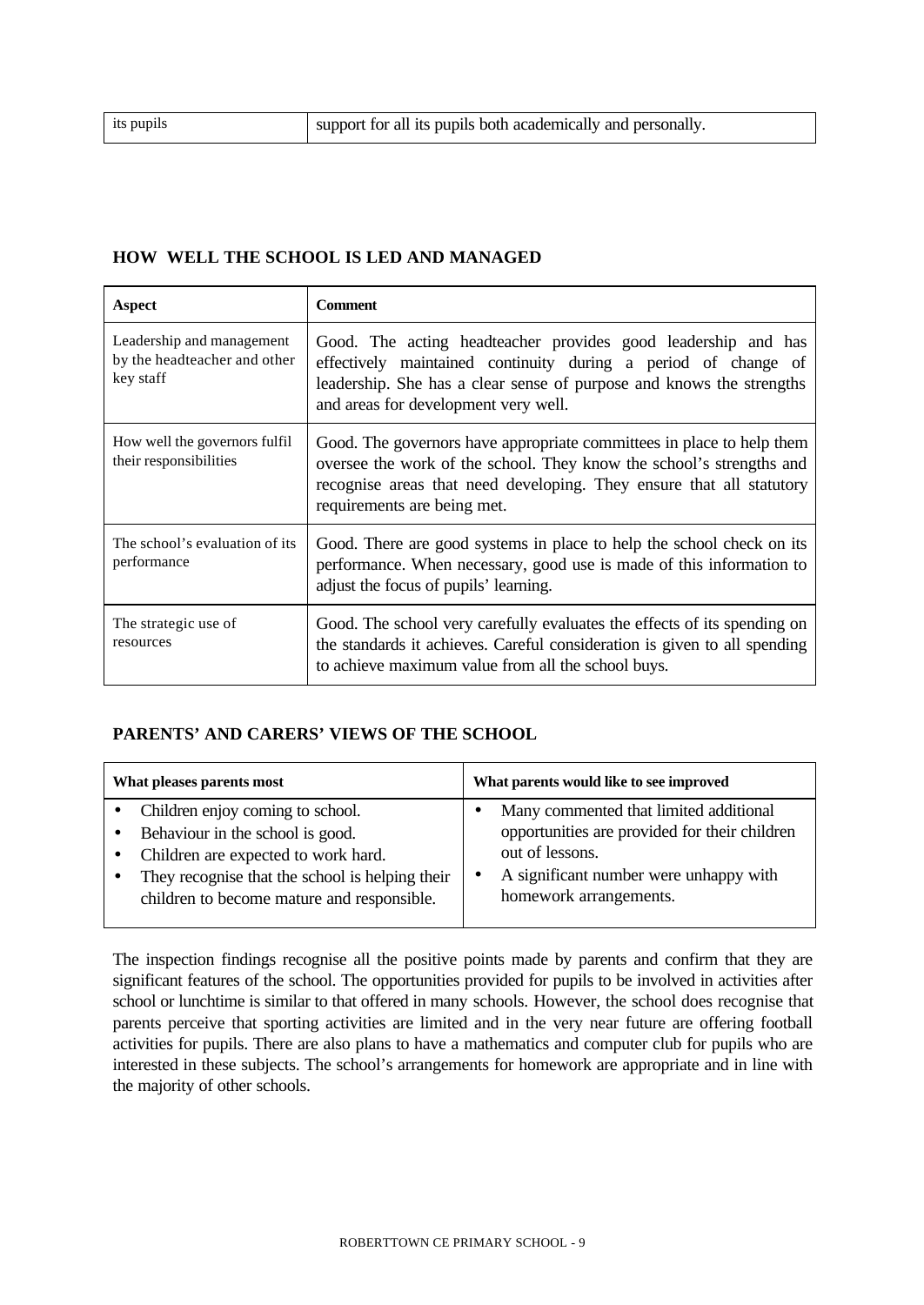| its pupils | support for all its pupils both academically and personally. |
|---|---|

## HOW WELL THE SCHOOL IS LED AND MANAGED

| Aspect | Comment |
|---|---|
| Leadership and management by the headteacher and other key staff | Good. The acting headteacher provides good leadership and has effectively maintained continuity during a period of change of leadership. She has a clear sense of purpose and knows the strengths and areas for development very well. |
| How well the governors fulfil their responsibilities | Good. The governors have appropriate committees in place to help them oversee the work of the school. They know the school's strengths and recognise areas that need developing. They ensure that all statutory requirements are being met. |
| The school's evaluation of its performance | Good. There are good systems in place to help the school check on its performance. When necessary, good use is made of this information to adjust the focus of pupils' learning. |
| The strategic use of resources | Good. The school very carefully evaluates the effects of its spending on the standards it achieves. Careful consideration is given to all spending to achieve maximum value from all the school buys. |

## PARENTS' AND CARERS' VIEWS OF THE SCHOOL

| What pleases parents most | What parents would like to see improved |
|---|---|
| • Children enjoy coming to school.<br>• Behaviour in the school is good.<br>• Children are expected to work hard.<br>• They recognise that the school is helping their children to become mature and responsible. | • Many commented that limited additional opportunities are provided for their children out of lessons.<br>• A significant number were unhappy with homework arrangements. |

The inspection findings recognise all the positive points made by parents and confirm that they are significant features of the school. The opportunities provided for pupils to be involved in activities after school or lunchtime is similar to that offered in many schools. However, the school does recognise that parents perceive that sporting activities are limited and in the very near future are offering football activities for pupils. There are also plans to have a mathematics and computer club for pupils who are interested in these subjects. The school's arrangements for homework are appropriate and in line with the majority of other schools.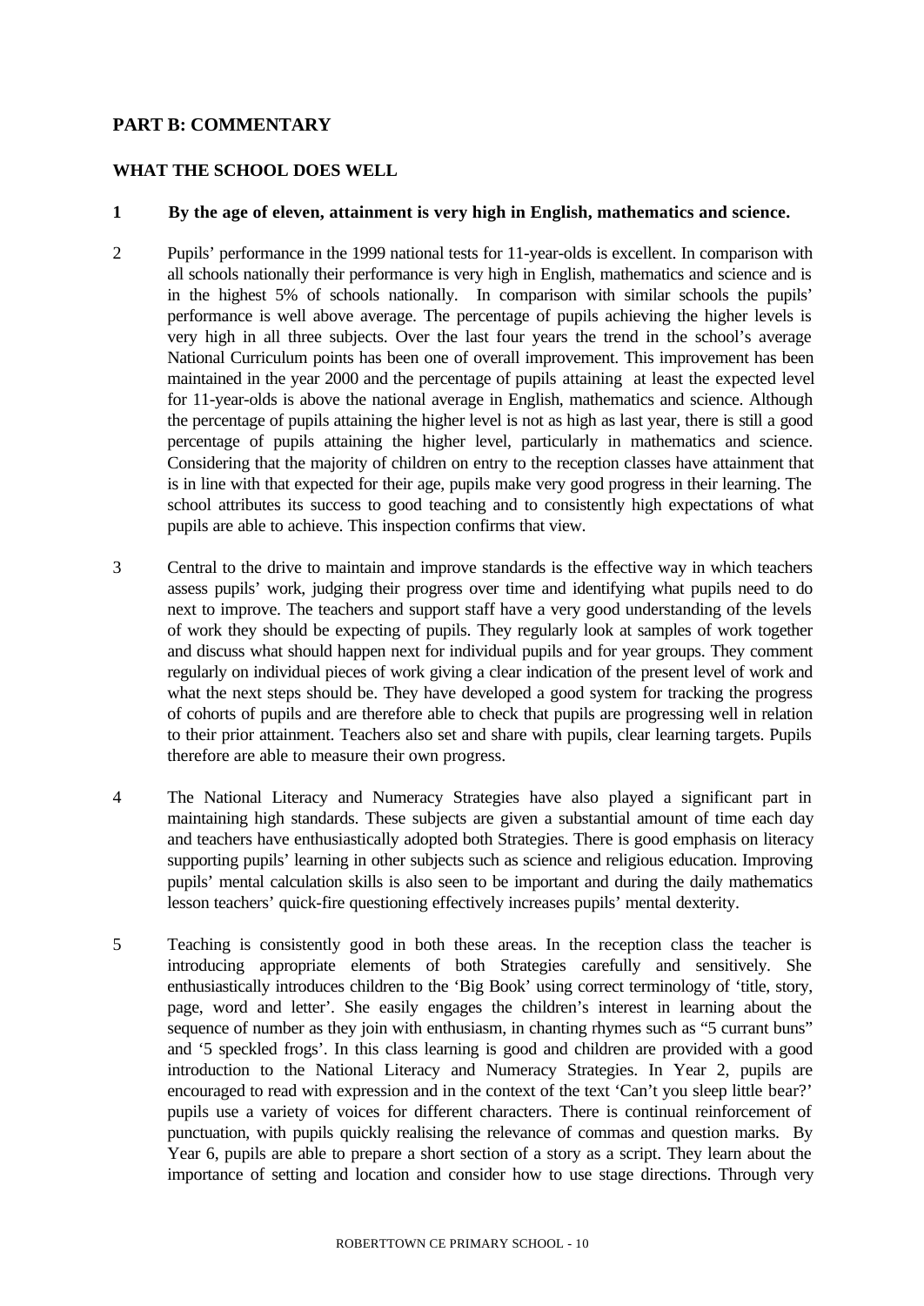## PART B: COMMENTARY

### WHAT THE SCHOOL DOES WELL

**1 By the age of eleven, attainment is very high in English, mathematics and science.**

2 Pupils' performance in the 1999 national tests for 11-year-olds is excellent. In comparison with all schools nationally their performance is very high in English, mathematics and science and is in the highest 5% of schools nationally. In comparison with similar schools the pupils' performance is well above average. The percentage of pupils achieving the higher levels is very high in all three subjects. Over the last four years the trend in the school's average National Curriculum points has been one of overall improvement. This improvement has been maintained in the year 2000 and the percentage of pupils attaining at least the expected level for 11-year-olds is above the national average in English, mathematics and science. Although the percentage of pupils attaining the higher level is not as high as last year, there is still a good percentage of pupils attaining the higher level, particularly in mathematics and science. Considering that the majority of children on entry to the reception classes have attainment that is in line with that expected for their age, pupils make very good progress in their learning. The school attributes its success to good teaching and to consistently high expectations of what pupils are able to achieve. This inspection confirms that view.

3 Central to the drive to maintain and improve standards is the effective way in which teachers assess pupils' work, judging their progress over time and identifying what pupils need to do next to improve. The teachers and support staff have a very good understanding of the levels of work they should be expecting of pupils. They regularly look at samples of work together and discuss what should happen next for individual pupils and for year groups. They comment regularly on individual pieces of work giving a clear indication of the present level of work and what the next steps should be. They have developed a good system for tracking the progress of cohorts of pupils and are therefore able to check that pupils are progressing well in relation to their prior attainment. Teachers also set and share with pupils, clear learning targets. Pupils therefore are able to measure their own progress.

4 The National Literacy and Numeracy Strategies have also played a significant part in maintaining high standards. These subjects are given a substantial amount of time each day and teachers have enthusiastically adopted both Strategies. There is good emphasis on literacy supporting pupils' learning in other subjects such as science and religious education. Improving pupils' mental calculation skills is also seen to be important and during the daily mathematics lesson teachers' quick-fire questioning effectively increases pupils' mental dexterity.

5 Teaching is consistently good in both these areas. In the reception class the teacher is introducing appropriate elements of both Strategies carefully and sensitively. She enthusiastically introduces children to the 'Big Book' using correct terminology of 'title, story, page, word and letter'. She easily engages the children's interest in learning about the sequence of number as they join with enthusiasm, in chanting rhymes such as "5 currant buns" and '5 speckled frogs'. In this class learning is good and children are provided with a good introduction to the National Literacy and Numeracy Strategies. In Year 2, pupils are encouraged to read with expression and in the context of the text 'Can't you sleep little bear?' pupils use a variety of voices for different characters. There is continual reinforcement of punctuation, with pupils quickly realising the relevance of commas and question marks. By Year 6, pupils are able to prepare a short section of a story as a script. They learn about the importance of setting and location and consider how to use stage directions. Through very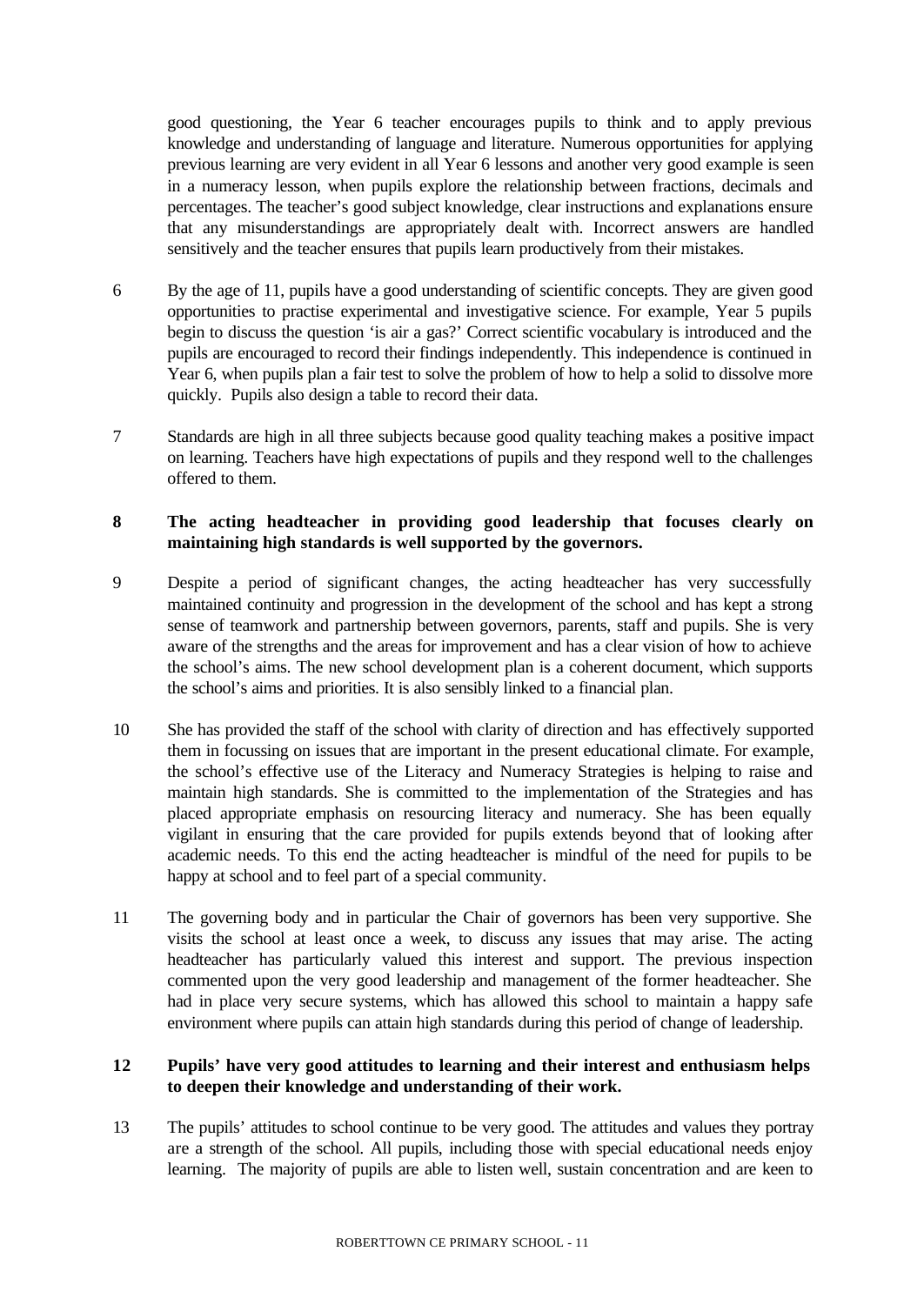good questioning, the Year 6 teacher encourages pupils to think and to apply previous knowledge and understanding of language and literature. Numerous opportunities for applying previous learning are very evident in all Year 6 lessons and another very good example is seen in a numeracy lesson, when pupils explore the relationship between fractions, decimals and percentages. The teacher's good subject knowledge, clear instructions and explanations ensure that any misunderstandings are appropriately dealt with. Incorrect answers are handled sensitively and the teacher ensures that pupils learn productively from their mistakes.

6 By the age of 11, pupils have a good understanding of scientific concepts. They are given good opportunities to practise experimental and investigative science. For example, Year 5 pupils begin to discuss the question 'is air a gas?' Correct scientific vocabulary is introduced and the pupils are encouraged to record their findings independently. This independence is continued in Year 6, when pupils plan a fair test to solve the problem of how to help a solid to dissolve more quickly. Pupils also design a table to record their data.

7 Standards are high in all three subjects because good quality teaching makes a positive impact on learning. Teachers have high expectations of pupils and they respond well to the challenges offered to them.

**8 The acting headteacher in providing good leadership that focuses clearly on maintaining high standards is well supported by the governors.**

9 Despite a period of significant changes, the acting headteacher has very successfully maintained continuity and progression in the development of the school and has kept a strong sense of teamwork and partnership between governors, parents, staff and pupils. She is very aware of the strengths and the areas for improvement and has a clear vision of how to achieve the school's aims. The new school development plan is a coherent document, which supports the school's aims and priorities. It is also sensibly linked to a financial plan.

10 She has provided the staff of the school with clarity of direction and has effectively supported them in focussing on issues that are important in the present educational climate. For example, the school's effective use of the Literacy and Numeracy Strategies is helping to raise and maintain high standards. She is committed to the implementation of the Strategies and has placed appropriate emphasis on resourcing literacy and numeracy. She has been equally vigilant in ensuring that the care provided for pupils extends beyond that of looking after academic needs. To this end the acting headteacher is mindful of the need for pupils to be happy at school and to feel part of a special community.

11 The governing body and in particular the Chair of governors has been very supportive. She visits the school at least once a week, to discuss any issues that may arise. The acting headteacher has particularly valued this interest and support. The previous inspection commented upon the very good leadership and management of the former headteacher. She had in place very secure systems, which has allowed this school to maintain a happy safe environment where pupils can attain high standards during this period of change of leadership.

**12 Pupils' have very good attitudes to learning and their interest and enthusiasm helps to deepen their knowledge and understanding of their work.**

13 The pupils' attitudes to school continue to be very good. The attitudes and values they portray are a strength of the school. All pupils, including those with special educational needs enjoy learning. The majority of pupils are able to listen well, sustain concentration and are keen to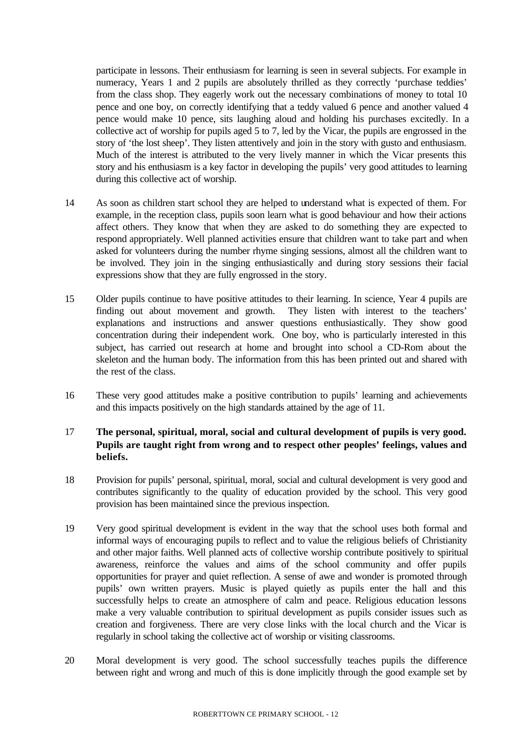participate in lessons. Their enthusiasm for learning is seen in several subjects. For example in numeracy, Years 1 and 2 pupils are absolutely thrilled as they correctly 'purchase teddies' from the class shop. They eagerly work out the necessary combinations of money to total 10 pence and one boy, on correctly identifying that a teddy valued 6 pence and another valued 4 pence would make 10 pence, sits laughing aloud and holding his purchases excitedly. In a collective act of worship for pupils aged 5 to 7, led by the Vicar, the pupils are engrossed in the story of 'the lost sheep'. They listen attentively and join in the story with gusto and enthusiasm. Much of the interest is attributed to the very lively manner in which the Vicar presents this story and his enthusiasm is a key factor in developing the pupils' very good attitudes to learning during this collective act of worship.

14 As soon as children start school they are helped to understand what is expected of them. For example, in the reception class, pupils soon learn what is good behaviour and how their actions affect others. They know that when they are asked to do something they are expected to respond appropriately. Well planned activities ensure that children want to take part and when asked for volunteers during the number rhyme singing sessions, almost all the children want to be involved. They join in the singing enthusiastically and during story sessions their facial expressions show that they are fully engrossed in the story.

15 Older pupils continue to have positive attitudes to their learning. In science, Year 4 pupils are finding out about movement and growth. They listen with interest to the teachers' explanations and instructions and answer questions enthusiastically. They show good concentration during their independent work. One boy, who is particularly interested in this subject, has carried out research at home and brought into school a CD-Rom about the skeleton and the human body. The information from this has been printed out and shared with the rest of the class.

16 These very good attitudes make a positive contribution to pupils' learning and achievements and this impacts positively on the high standards attained by the age of 11.

17 **The personal, spiritual, moral, social and cultural development of pupils is very good. Pupils are taught right from wrong and to respect other peoples' feelings, values and beliefs.**

18 Provision for pupils' personal, spiritual, moral, social and cultural development is very good and contributes significantly to the quality of education provided by the school. This very good provision has been maintained since the previous inspection.

19 Very good spiritual development is evident in the way that the school uses both formal and informal ways of encouraging pupils to reflect and to value the religious beliefs of Christianity and other major faiths. Well planned acts of collective worship contribute positively to spiritual awareness, reinforce the values and aims of the school community and offer pupils opportunities for prayer and quiet reflection. A sense of awe and wonder is promoted through pupils' own written prayers. Music is played quietly as pupils enter the hall and this successfully helps to create an atmosphere of calm and peace. Religious education lessons make a very valuable contribution to spiritual development as pupils consider issues such as creation and forgiveness. There are very close links with the local church and the Vicar is regularly in school taking the collective act of worship or visiting classrooms.

20 Moral development is very good. The school successfully teaches pupils the difference between right and wrong and much of this is done implicitly through the good example set by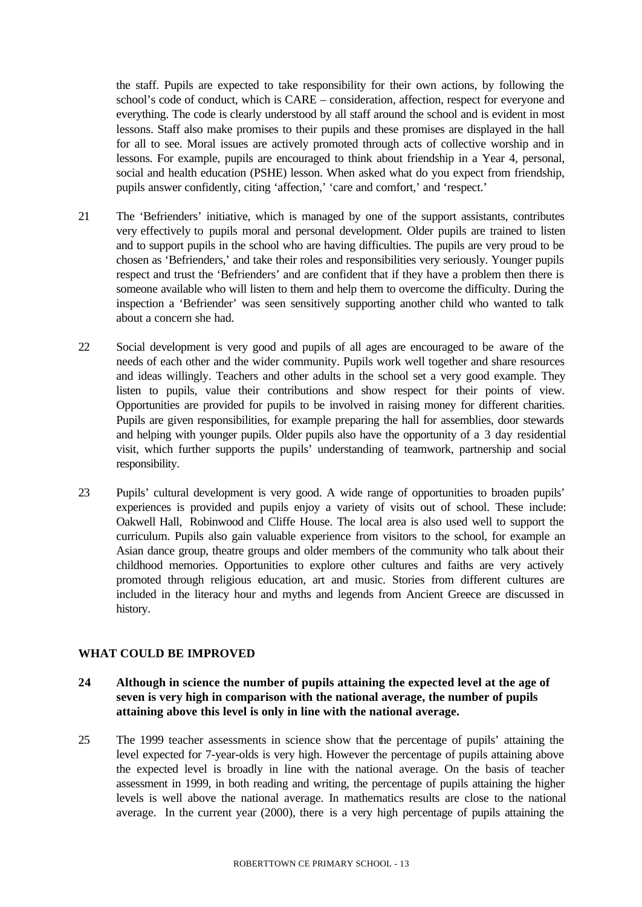the staff. Pupils are expected to take responsibility for their own actions, by following the school's code of conduct, which is CARE – consideration, affection, respect for everyone and everything. The code is clearly understood by all staff around the school and is evident in most lessons. Staff also make promises to their pupils and these promises are displayed in the hall for all to see. Moral issues are actively promoted through acts of collective worship and in lessons. For example, pupils are encouraged to think about friendship in a Year 4, personal, social and health education (PSHE) lesson. When asked what do you expect from friendship, pupils answer confidently, citing 'affection,' 'care and comfort,' and 'respect.'

21 The 'Befrienders' initiative, which is managed by one of the support assistants, contributes very effectively to pupils moral and personal development. Older pupils are trained to listen and to support pupils in the school who are having difficulties. The pupils are very proud to be chosen as 'Befrienders,' and take their roles and responsibilities very seriously. Younger pupils respect and trust the 'Befrienders' and are confident that if they have a problem then there is someone available who will listen to them and help them to overcome the difficulty. During the inspection a 'Befriender' was seen sensitively supporting another child who wanted to talk about a concern she had.

22 Social development is very good and pupils of all ages are encouraged to be aware of the needs of each other and the wider community. Pupils work well together and share resources and ideas willingly. Teachers and other adults in the school set a very good example. They listen to pupils, value their contributions and show respect for their points of view. Opportunities are provided for pupils to be involved in raising money for different charities. Pupils are given responsibilities, for example preparing the hall for assemblies, door stewards and helping with younger pupils. Older pupils also have the opportunity of a 3 day residential visit, which further supports the pupils' understanding of teamwork, partnership and social responsibility.

23 Pupils' cultural development is very good. A wide range of opportunities to broaden pupils' experiences is provided and pupils enjoy a variety of visits out of school. These include: Oakwell Hall, Robinwood and Cliffe House. The local area is also used well to support the curriculum. Pupils also gain valuable experience from visitors to the school, for example an Asian dance group, theatre groups and older members of the community who talk about their childhood memories. Opportunities to explore other cultures and faiths are very actively promoted through religious education, art and music. Stories from different cultures are included in the literacy hour and myths and legends from Ancient Greece are discussed in history.

## WHAT COULD BE IMPROVED

**24 Although in science the number of pupils attaining the expected level at the age of seven is very high in comparison with the national average, the number of pupils attaining above this level is only in line with the national average.**

25 The 1999 teacher assessments in science show that the percentage of pupils' attaining the level expected for 7-year-olds is very high. However the percentage of pupils attaining above the expected level is broadly in line with the national average. On the basis of teacher assessment in 1999, in both reading and writing, the percentage of pupils attaining the higher levels is well above the national average. In mathematics results are close to the national average. In the current year (2000), there is a very high percentage of pupils attaining the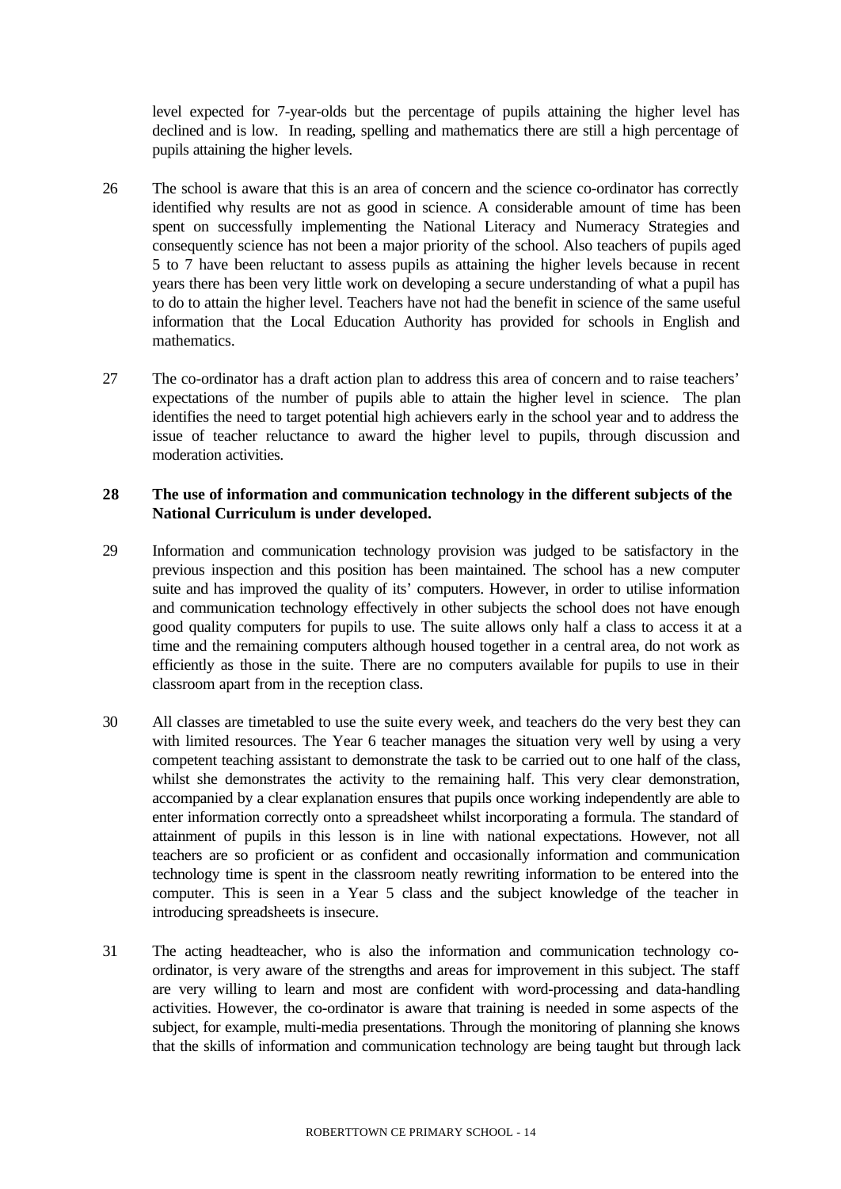level expected for 7-year-olds but the percentage of pupils attaining the higher level has declined and is low. In reading, spelling and mathematics there are still a high percentage of pupils attaining the higher levels.

26 The school is aware that this is an area of concern and the science co-ordinator has correctly identified why results are not as good in science. A considerable amount of time has been spent on successfully implementing the National Literacy and Numeracy Strategies and consequently science has not been a major priority of the school. Also teachers of pupils aged 5 to 7 have been reluctant to assess pupils as attaining the higher levels because in recent years there has been very little work on developing a secure understanding of what a pupil has to do to attain the higher level. Teachers have not had the benefit in science of the same useful information that the Local Education Authority has provided for schools in English and mathematics.

27 The co-ordinator has a draft action plan to address this area of concern and to raise teachers' expectations of the number of pupils able to attain the higher level in science. The plan identifies the need to target potential high achievers early in the school year and to address the issue of teacher reluctance to award the higher level to pupils, through discussion and moderation activities.

**28 The use of information and communication technology in the different subjects of the National Curriculum is under developed.**

29 Information and communication technology provision was judged to be satisfactory in the previous inspection and this position has been maintained. The school has a new computer suite and has improved the quality of its' computers. However, in order to utilise information and communication technology effectively in other subjects the school does not have enough good quality computers for pupils to use. The suite allows only half a class to access it at a time and the remaining computers although housed together in a central area, do not work as efficiently as those in the suite. There are no computers available for pupils to use in their classroom apart from in the reception class.

30 All classes are timetabled to use the suite every week, and teachers do the very best they can with limited resources. The Year 6 teacher manages the situation very well by using a very competent teaching assistant to demonstrate the task to be carried out to one half of the class, whilst she demonstrates the activity to the remaining half. This very clear demonstration, accompanied by a clear explanation ensures that pupils once working independently are able to enter information correctly onto a spreadsheet whilst incorporating a formula. The standard of attainment of pupils in this lesson is in line with national expectations. However, not all teachers are so proficient or as confident and occasionally information and communication technology time is spent in the classroom neatly rewriting information to be entered into the computer. This is seen in a Year 5 class and the subject knowledge of the teacher in introducing spreadsheets is insecure.

31 The acting headteacher, who is also the information and communication technology co-ordinator, is very aware of the strengths and areas for improvement in this subject. The staff are very willing to learn and most are confident with word-processing and data-handling activities. However, the co-ordinator is aware that training is needed in some aspects of the subject, for example, multi-media presentations. Through the monitoring of planning she knows that the skills of information and communication technology are being taught but through lack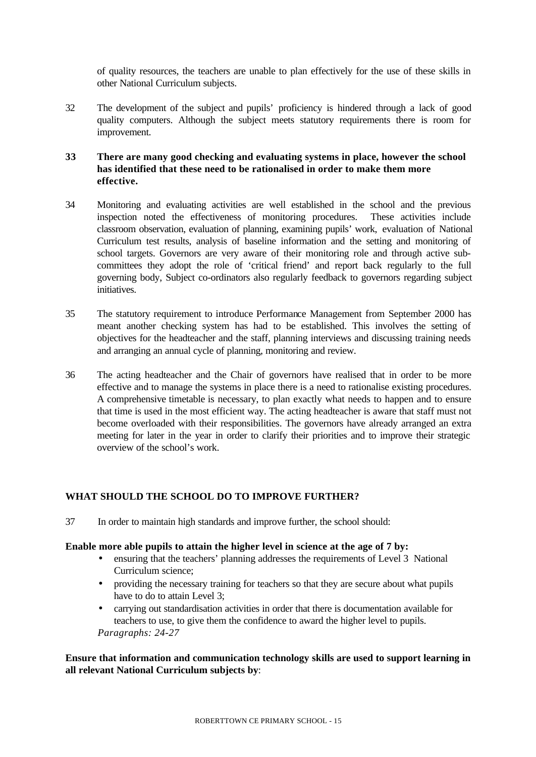of quality resources, the teachers are unable to plan effectively for the use of these skills in other National Curriculum subjects.

32 The development of the subject and pupils' proficiency is hindered through a lack of good quality computers. Although the subject meets statutory requirements there is room for improvement.

**33 There are many good checking and evaluating systems in place, however the school has identified that these need to be rationalised in order to make them more effective.**

34 Monitoring and evaluating activities are well established in the school and the previous inspection noted the effectiveness of monitoring procedures. These activities include classroom observation, evaluation of planning, examining pupils' work, evaluation of National Curriculum test results, analysis of baseline information and the setting and monitoring of school targets. Governors are very aware of their monitoring role and through active sub-committees they adopt the role of 'critical friend' and report back regularly to the full governing body, Subject co-ordinators also regularly feedback to governors regarding subject initiatives.

35 The statutory requirement to introduce Performance Management from September 2000 has meant another checking system has had to be established. This involves the setting of objectives for the headteacher and the staff, planning interviews and discussing training needs and arranging an annual cycle of planning, monitoring and review.

36 The acting headteacher and the Chair of governors have realised that in order to be more effective and to manage the systems in place there is a need to rationalise existing procedures. A comprehensive timetable is necessary, to plan exactly what needs to happen and to ensure that time is used in the most efficient way. The acting headteacher is aware that staff must not become overloaded with their responsibilities. The governors have already arranged an extra meeting for later in the year in order to clarify their priorities and to improve their strategic overview of the school's work.

## WHAT SHOULD THE SCHOOL DO TO IMPROVE FURTHER?

37 In order to maintain high standards and improve further, the school should:

**Enable more able pupils to attain the higher level in science at the age of 7 by:**

- ensuring that the teachers' planning addresses the requirements of Level 3 National Curriculum science;
- providing the necessary training for teachers so that they are secure about what pupils have to do to attain Level 3;
- carrying out standardisation activities in order that there is documentation available for teachers to use, to give them the confidence to award the higher level to pupils.

*Paragraphs: 24-27*

**Ensure that information and communication technology skills are used to support learning in all relevant National Curriculum subjects by**: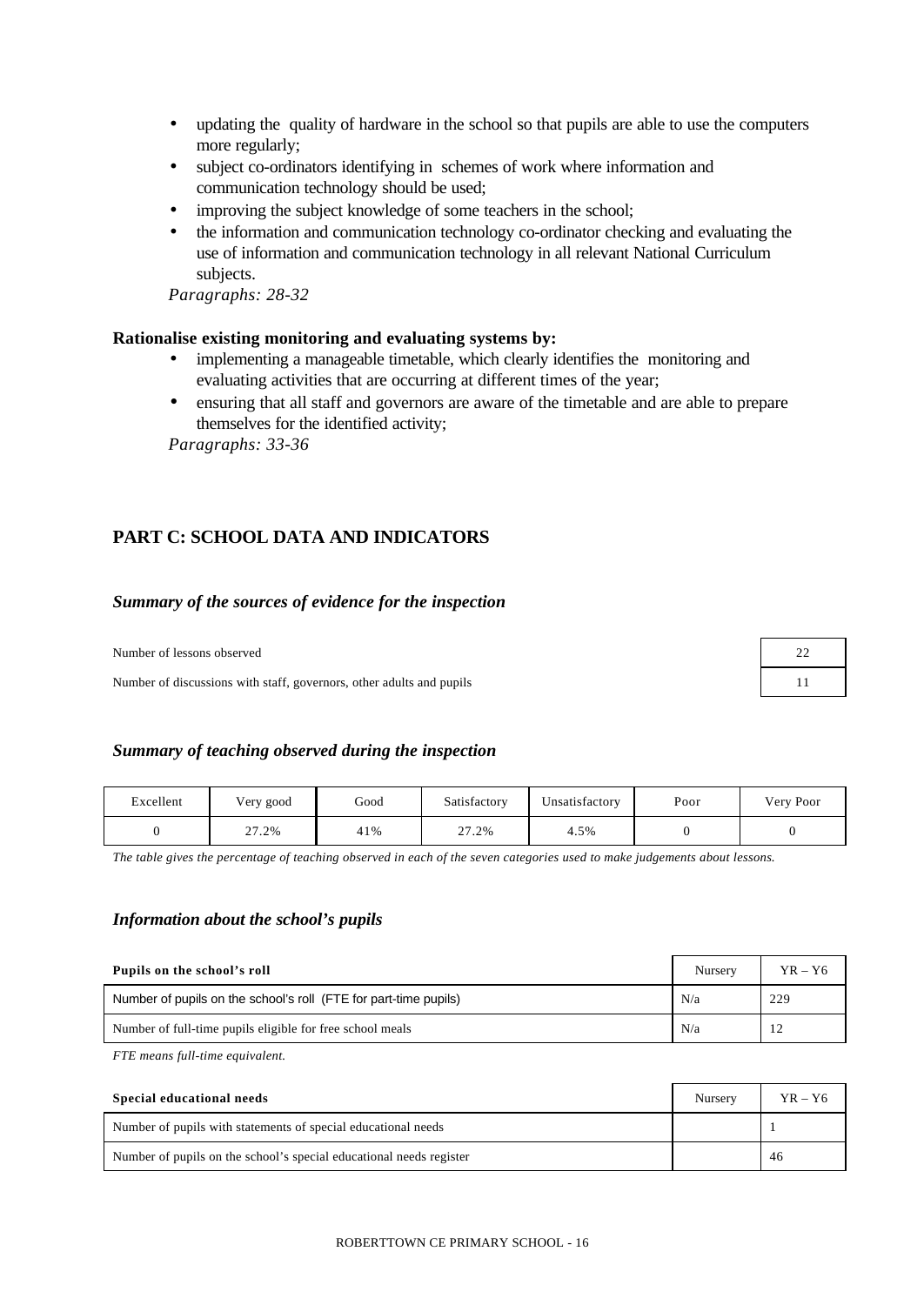- updating the quality of hardware in the school so that pupils are able to use the computers more regularly;
- subject co-ordinators identifying in schemes of work where information and communication technology should be used;
- improving the subject knowledge of some teachers in the school;
- the information and communication technology co-ordinator checking and evaluating the use of information and communication technology in all relevant National Curriculum subjects.

*Paragraphs: 28-32*

**Rationalise existing monitoring and evaluating systems by:**

- implementing a manageable timetable, which clearly identifies the monitoring and evaluating activities that are occurring at different times of the year;
- ensuring that all staff and governors are aware of the timetable and are able to prepare themselves for the identified activity;

*Paragraphs: 33-36*

## PART C: SCHOOL DATA AND INDICATORS

### *Summary of the sources of evidence for the inspection*

| | |
|---|---|
| Number of lessons observed | 22 |
| Number of discussions with staff, governors, other adults and pupils | 11 |

### *Summary of teaching observed during the inspection*

| Excellent | Very good | Good | Satisfactory | Unsatisfactory | Poor | Very Poor |
|---|---|---|---|---|---|---|
| 0 | 27.2% | 41% | 27.2% | 4.5% | 0 | 0 |

*The table gives the percentage of teaching observed in each of the seven categories used to make judgements about lessons.*

### *Information about the school's pupils*

| Pupils on the school's roll | Nursery | YR – Y6 |
|---|---|---|
| Number of pupils on the school's roll (FTE for part-time pupils) | N/a | 229 |
| Number of full-time pupils eligible for free school meals | N/a | 12 |

*FTE means full-time equivalent.*

| Special educational needs | Nursery | YR – Y6 |
|---|---|---|
| Number of pupils with statements of special educational needs | | 1 |
| Number of pupils on the school's special educational needs register | | 46 |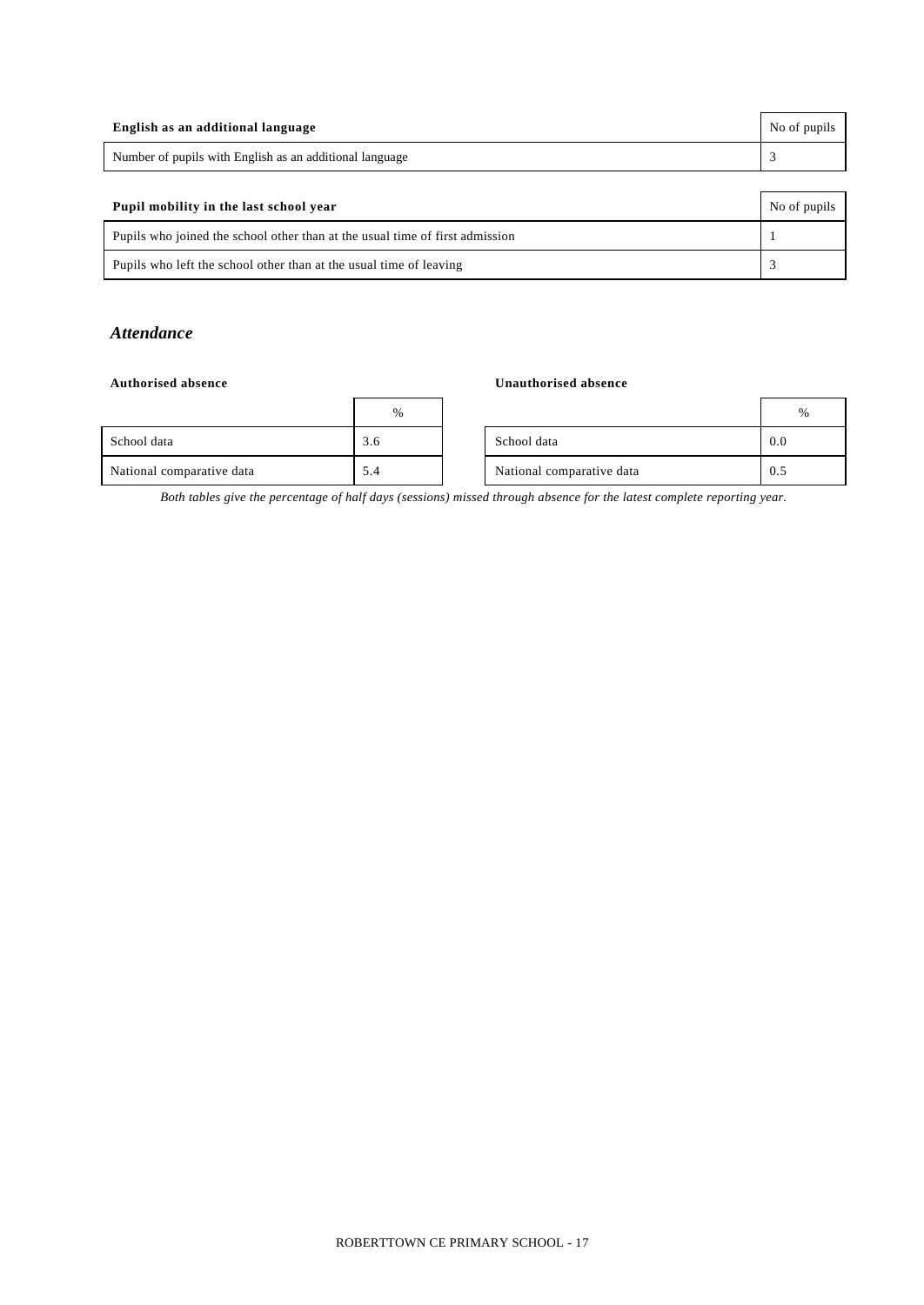| English as an additional language | No of pupils |
| --- | --- |
| Number of pupils with English as an additional language | 3 |

| Pupil mobility in the last school year | No of pupils |
| --- | --- |
| Pupils who joined the school other than at the usual time of first admission | 1 |
| Pupils who left the school other than at the usual time of leaving | 3 |

### *Attendance*

**Authorised absence**

| | % |
| --- | --- |
| School data | 3.6 |
| National comparative data | 5.4 |

**Unauthorised absence**

| | % |
| --- | --- |
| School data | 0.0 |
| National comparative data | 0.5 |

*Both tables give the percentage of half days (sessions) missed through absence for the latest complete reporting year.*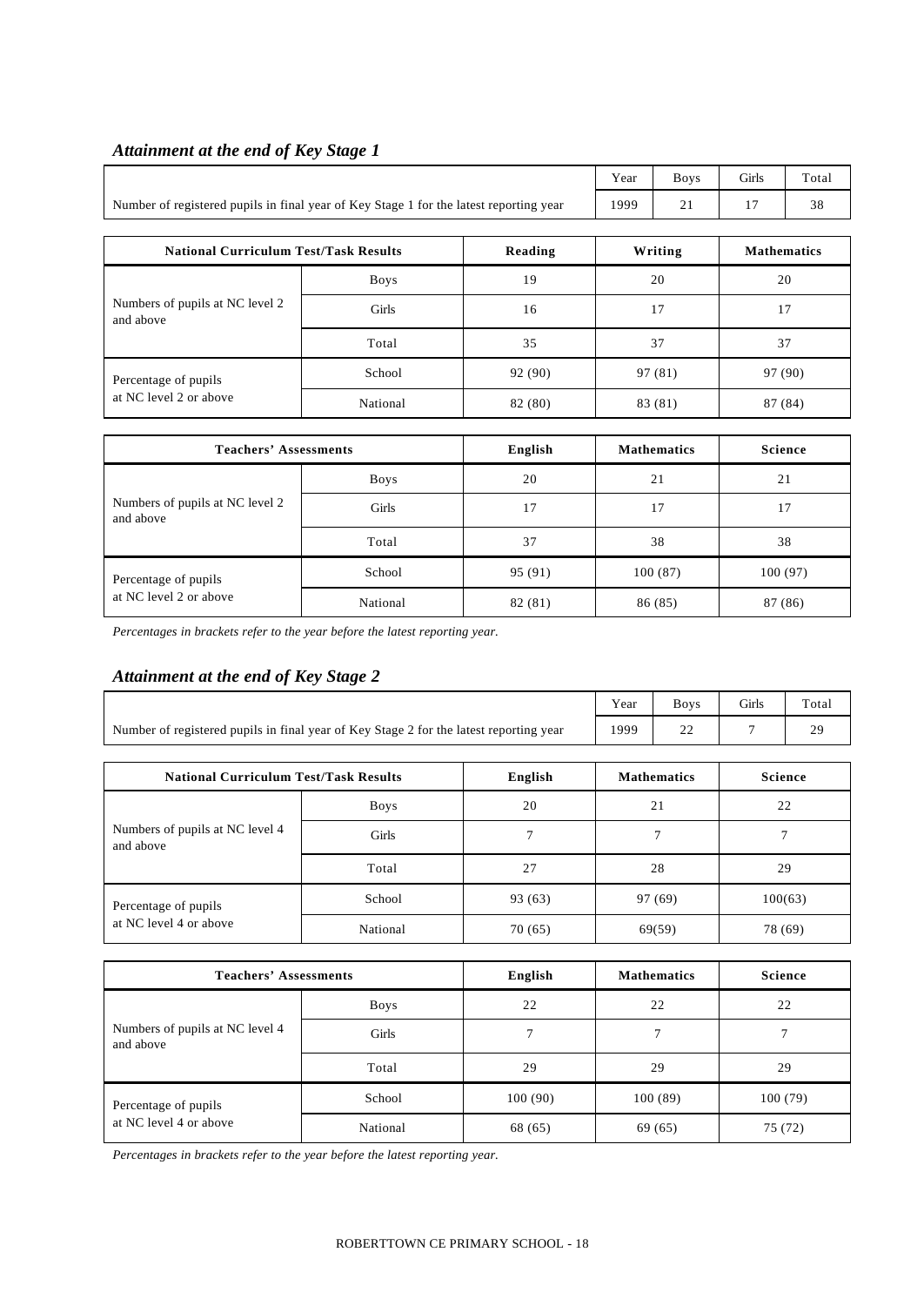### *Attainment at the end of Key Stage 1*

| | Year | Boys | Girls | Total |
|---|---|---|---|---|
| Number of registered pupils in final year of Key Stage 1 for the latest reporting year | 1999 | 21 | 17 | 38 |

| National Curriculum Test/Task Results | | Reading | Writing | Mathematics |
|---|---|---|---|---|
| Numbers of pupils at NC level 2 and above | Boys | 19 | 20 | 20 |
| | Girls | 16 | 17 | 17 |
| | Total | 35 | 37 | 37 |
| Percentage of pupils at NC level 2 or above | School | 92 (90) | 97 (81) | 97 (90) |
| | National | 82 (80) | 83 (81) | 87 (84) |

| Teachers' Assessments | | English | Mathematics | Science |
|---|---|---|---|---|
| Numbers of pupils at NC level 2 and above | Boys | 20 | 21 | 21 |
| | Girls | 17 | 17 | 17 |
| | Total | 37 | 38 | 38 |
| Percentage of pupils at NC level 2 or above | School | 95 (91) | 100 (87) | 100 (97) |
| | National | 82 (81) | 86 (85) | 87 (86) |

*Percentages in brackets refer to the year before the latest reporting year.*

### *Attainment at the end of Key Stage 2*

| | Year | Boys | Girls | Total |
|---|---|---|---|---|
| Number of registered pupils in final year of Key Stage 2 for the latest reporting year | 1999 | 22 | 7 | 29 |

| National Curriculum Test/Task Results | | English | Mathematics | Science |
|---|---|---|---|---|
| Numbers of pupils at NC level 4 and above | Boys | 20 | 21 | 22 |
| | Girls | 7 | 7 | 7 |
| | Total | 27 | 28 | 29 |
| Percentage of pupils at NC level 4 or above | School | 93 (63) | 97 (69) | 100(63) |
| | National | 70 (65) | 69(59) | 78 (69) |

| Teachers' Assessments | | English | Mathematics | Science |
|---|---|---|---|---|
| Numbers of pupils at NC level 4 and above | Boys | 22 | 22 | 22 |
| | Girls | 7 | 7 | 7 |
| | Total | 29 | 29 | 29 |
| Percentage of pupils at NC level 4 or above | School | 100 (90) | 100 (89) | 100 (79) |
| | National | 68 (65) | 69 (65) | 75 (72) |

*Percentages in brackets refer to the year before the latest reporting year.*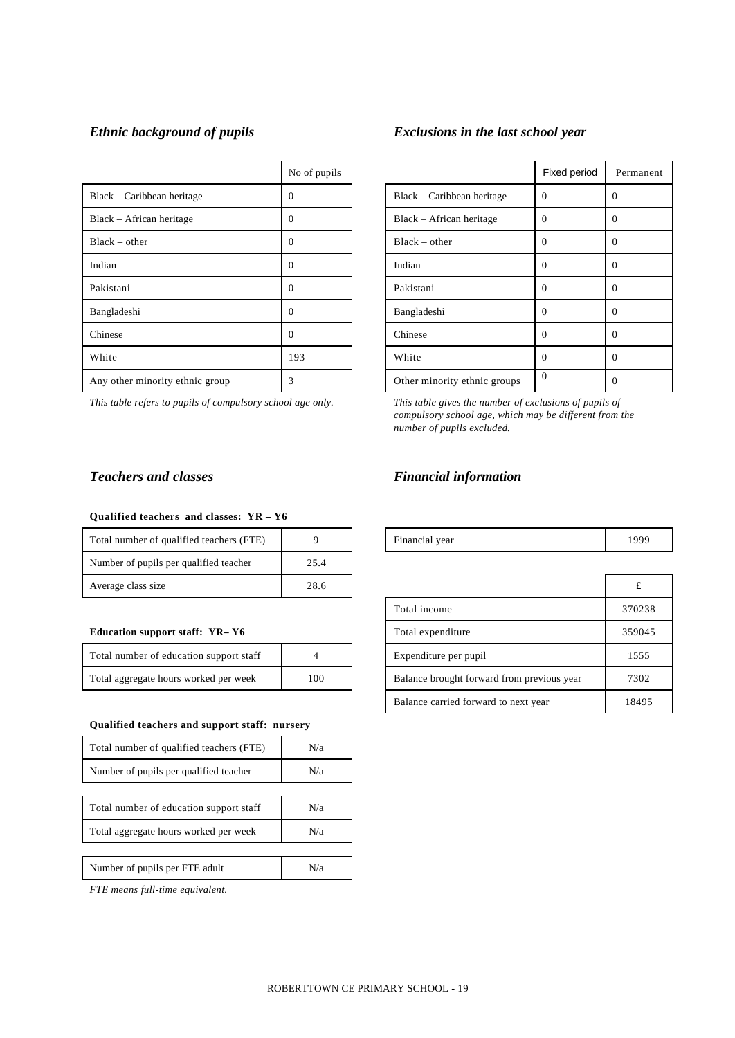### *Ethnic background of pupils*

| | No of pupils |
|---|---|
| Black – Caribbean heritage | 0 |
| Black – African heritage | 0 |
| Black – other | 0 |
| Indian | 0 |
| Pakistani | 0 |
| Bangladeshi | 0 |
| Chinese | 0 |
| White | 193 |
| Any other minority ethnic group | 3 |

*This table refers to pupils of compulsory school age only.*

### *Exclusions in the last school year*

| | Fixed period | Permanent |
|---|---|---|
| Black – Caribbean heritage | 0 | 0 |
| Black – African heritage | 0 | 0 |
| Black – other | 0 | 0 |
| Indian | 0 | 0 |
| Pakistani | 0 | 0 |
| Bangladeshi | 0 | 0 |
| Chinese | 0 | 0 |
| White | 0 | 0 |
| Other minority ethnic groups | 0 | 0 |

*This table gives the number of exclusions of pupils of compulsory school age, which may be different from the number of pupils excluded.*

### *Teachers and classes*

**Qualified teachers and classes: YR – Y6**

| | |
|---|---|
| Total number of qualified teachers (FTE) | 9 |
| Number of pupils per qualified teacher | 25.4 |
| Average class size | 28.6 |

**Education support staff: YR– Y6**

| | |
|---|---|
| Total number of education support staff | 4 |
| Total aggregate hours worked per week | 100 |

**Qualified teachers and support staff: nursery**

| | |
|---|---|
| Total number of qualified teachers (FTE) | N/a |
| Number of pupils per qualified teacher | N/a |
| Total number of education support staff | N/a |
| Total aggregate hours worked per week | N/a |
| Number of pupils per FTE adult | N/a |

*FTE means full-time equivalent.*

### *Financial information*

| | |
|---|---|
| Financial year | 1999 |

| | £ |
|---|---|
| Total income | 370238 |
| Total expenditure | 359045 |
| Expenditure per pupil | 1555 |
| Balance brought forward from previous year | 7302 |
| Balance carried forward to next year | 18495 |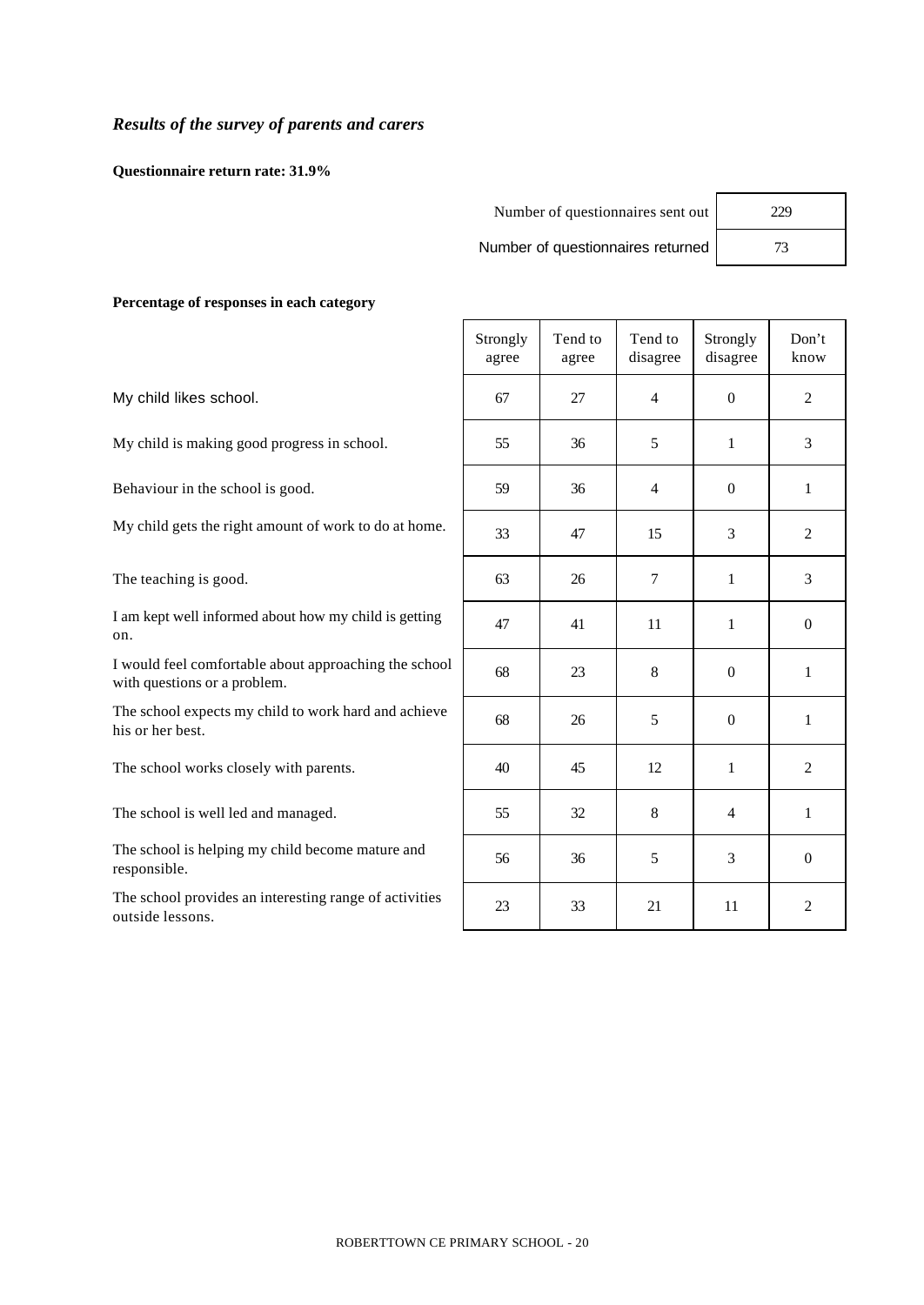## *Results of the survey of parents and carers*

**Questionnaire return rate: 31.9%**

| | |
|---|---|
| Number of questionnaires sent out | 229 |
| Number of questionnaires returned | 73 |

**Percentage of responses in each category**

| | Strongly agree | Tend to agree | Tend to disagree | Strongly disagree | Don't know |
|---|---|---|---|---|---|
| My child likes school. | 67 | 27 | 4 | 0 | 2 |
| My child is making good progress in school. | 55 | 36 | 5 | 1 | 3 |
| Behaviour in the school is good. | 59 | 36 | 4 | 0 | 1 |
| My child gets the right amount of work to do at home. | 33 | 47 | 15 | 3 | 2 |
| The teaching is good. | 63 | 26 | 7 | 1 | 3 |
| I am kept well informed about how my child is getting on. | 47 | 41 | 11 | 1 | 0 |
| I would feel comfortable about approaching the school with questions or a problem. | 68 | 23 | 8 | 0 | 1 |
| The school expects my child to work hard and achieve his or her best. | 68 | 26 | 5 | 0 | 1 |
| The school works closely with parents. | 40 | 45 | 12 | 1 | 2 |
| The school is well led and managed. | 55 | 32 | 8 | 4 | 1 |
| The school is helping my child become mature and responsible. | 56 | 36 | 5 | 3 | 0 |
| The school provides an interesting range of activities outside lessons. | 23 | 33 | 21 | 11 | 2 |